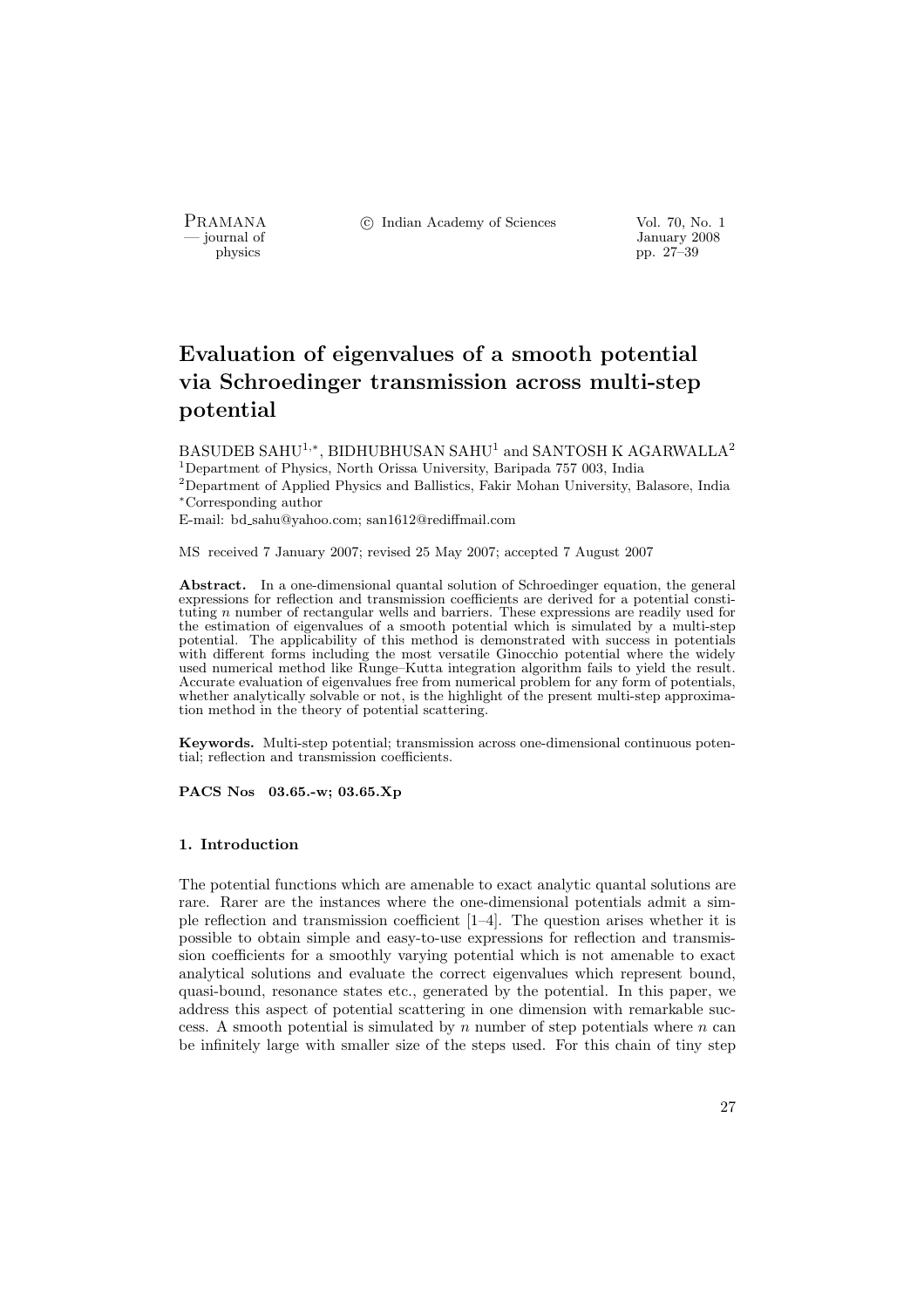# Evaluation of eigenvalues of a smooth potential via Schroedinger transmission across multi-step potential

BASUDEB SAHU[1,*], BIDHUBHUSAN SAHU[1] and SANTOSH K AGARWALLA[2]

[1]Department of Physics, North Orissa University, Baripada 757 003, India

[2]Department of Applied Physics and Ballistics, Fakir Mohan University, Balasore, India

[*]Corresponding author

E-mail: bd_sahu@yahoo.com; san1612@rediffmail.com

MS received 7 January 2007; revised 25 May 2007; accepted 7 August 2007

**Abstract.** In a one-dimensional quantal solution of Schroedinger equation, the general expressions for reflection and transmission coefficients are derived for a potential constituting $n$ number of rectangular wells and barriers. These expressions are readily used for the estimation of eigenvalues of a smooth potential which is simulated by a multi-step potential. The applicability of this method is demonstrated with success in potentials with different forms including the most versatile Ginocchio potential where the widely used numerical method like Runge–Kutta integration algorithm fails to yield the result. Accurate evaluation of eigenvalues free from numerical problem for any form of potentials, whether analytically solvable or not, is the highlight of the present multi-step approximation method in the theory of potential scattering.

**Keywords.** Multi-step potential; transmission across one-dimensional continuous potential; reflection and transmission coefficients.

**PACS Nos 03.65.-w; 03.65.Xp**

## 1. Introduction

The potential functions which are amenable to exact analytic quantal solutions are rare. Rarer are the instances where the one-dimensional potentials admit a simple reflection and transmission coefficient [1–4]. The question arises whether it is possible to obtain simple and easy-to-use expressions for reflection and transmission coefficients for a smoothly varying potential which is not amenable to exact analytical solutions and evaluate the correct eigenvalues which represent bound, quasi-bound, resonance states etc., generated by the potential. In this paper, we address this aspect of potential scattering in one dimension with remarkable success. A smooth potential is simulated by $n$ number of step potentials where $n$ can be infinitely large with smaller size of the steps used. For this chain of tiny step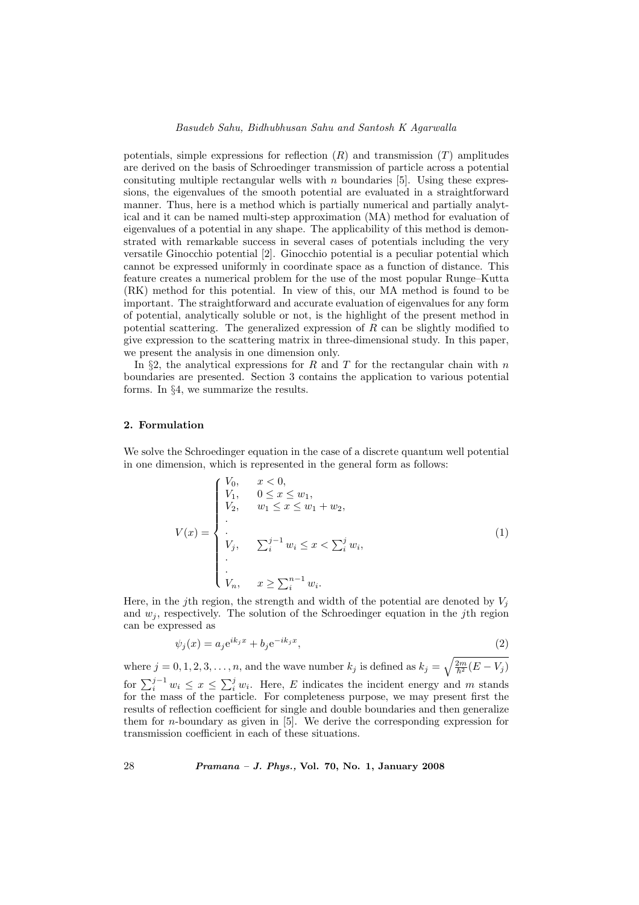potentials, simple expressions for reflection ($R$) and transmission ($T$) amplitudes are derived on the basis of Schroedinger transmission of particle across a potential consituting multiple rectangular wells with $n$ boundaries [5]. Using these expressions, the eigenvalues of the smooth potential are evaluated in a straightforward manner. Thus, here is a method which is partially numerical and partially analytical and it can be named multi-step approximation (MA) method for evaluation of eigenvalues of a potential in any shape. The applicability of this method is demonstrated with remarkable success in several cases of potentials including the very versatile Ginocchio potential [2]. Ginocchio potential is a peculiar potential which cannot be expressed uniformly in coordinate space as a function of distance. This feature creates a numerical problem for the use of the most popular Runge–Kutta (RK) method for this potential. In view of this, our MA method is found to be important. The straightforward and accurate evaluation of eigenvalues for any form of potential, analytically soluble or not, is the highlight of the present method in potential scattering. The generalized expression of $R$ can be slightly modified to give expression to the scattering matrix in three-dimensional study. In this paper, we present the analysis in one dimension only.

In §2, the analytical expressions for $R$ and $T$ for the rectangular chain with $n$ boundaries are presented. Section 3 contains the application to various potential forms. In §4, we summarize the results.

## 2. Formulation

We solve the Schroedinger equation in the case of a discrete quantum well potential in one dimension, which is represented in the general form as follows:

$$V(x) = \begin{cases} V_0, & x < 0, \\ V_1, & 0 \le x \le w_1, \\ V_2, & w_1 \le x \le w_1 + w_2, \\ . & \\ . & \\ V_j, & \sum_i^{j-1} w_i \le x < \sum_i^{j} w_i, \\ . & \\ . & \\ V_n, & x \ge \sum_i^{n-1} w_i. \end{cases} \tag{1}$$

Here, in the $j$th region, the strength and width of the potential are denoted by $V_j$ and $w_j$, respectively. The solution of the Schroedinger equation in the $j$th region can be expressed as

$$\psi_j(x) = a_j \mathrm{e}^{ik_j x} + b_j \mathrm{e}^{-ik_j x}, \tag{2}$$

where $j = 0, 1, 2, 3, \ldots, n$, and the wave number $k_j$ is defined as $k_j = \sqrt{\frac{2m}{\hbar^2}(E - V_j)}$ for $\sum_i^{j-1} w_i \le x \le \sum_i^{j} w_i$. Here, $E$ indicates the incident energy and $m$ stands for the mass of the particle. For completeness purpose, we may present first the results of reflection coefficient for single and double boundaries and then generalize them for $n$-boundary as given in [5]. We derive the corresponding expression for transmission coefficient in each of these situations.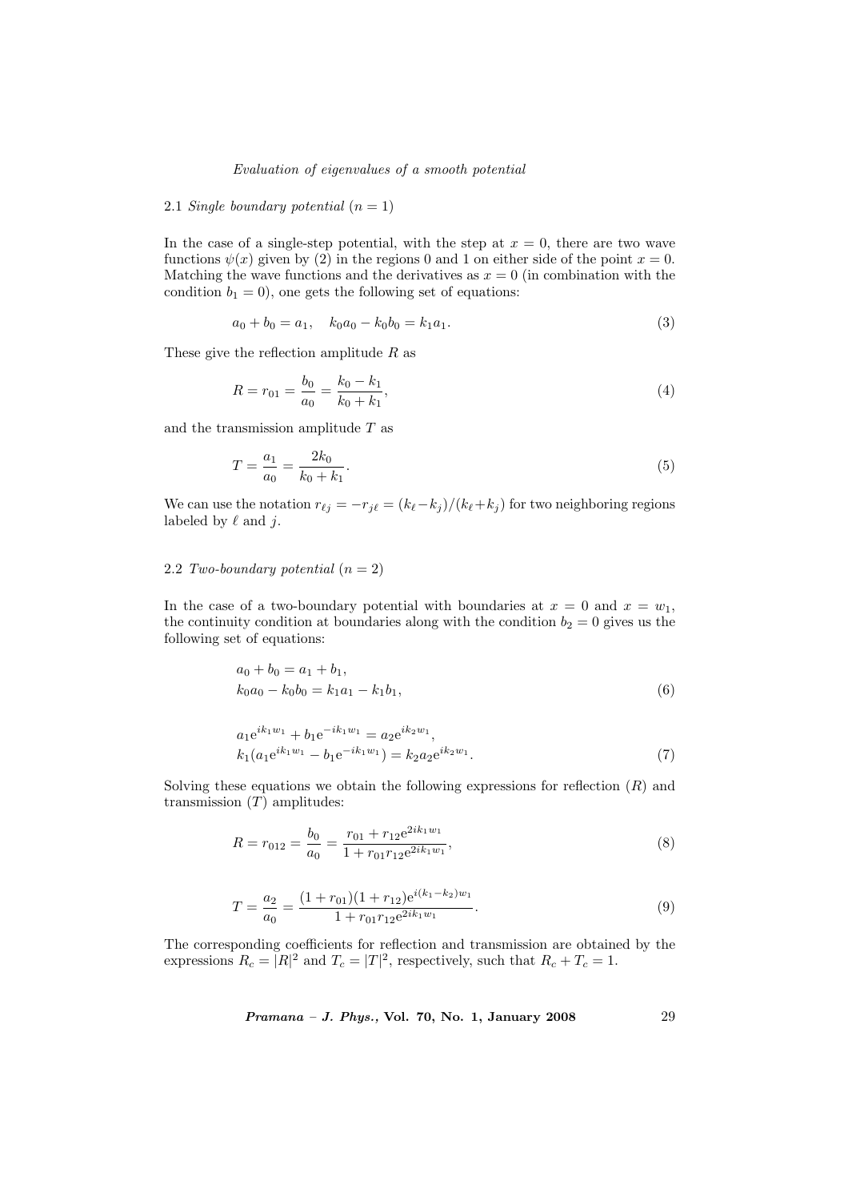### 2.1 *Single boundary potential* ($n = 1$)

In the case of a single-step potential, with the step at $x = 0$, there are two wave functions $\psi(x)$ given by (2) in the regions 0 and 1 on either side of the point $x = 0$. Matching the wave functions and the derivatives as $x = 0$ (in combination with the condition $b_1 = 0$), one gets the following set of equations:

$$a_0 + b_0 = a_1, \quad k_0 a_0 - k_0 b_0 = k_1 a_1. \tag{3}$$

These give the reflection amplitude $R$ as

$$R = r_{01} = \frac{b_0}{a_0} = \frac{k_0 - k_1}{k_0 + k_1}, \tag{4}$$

and the transmission amplitude $T$ as

$$T = \frac{a_1}{a_0} = \frac{2k_0}{k_0 + k_1}. \tag{5}$$

We can use the notation $r_{\ell j} = -r_{j\ell} = (k_\ell - k_j)/(k_\ell + k_j)$ for two neighboring regions labeled by $\ell$ and $j$.

### 2.2 *Two-boundary potential* ($n = 2$)

In the case of a two-boundary potential with boundaries at $x = 0$ and $x = w_1$, the continuity condition at boundaries along with the condition $b_2 = 0$ gives us the following set of equations:

$$\begin{aligned} &a_0 + b_0 = a_1 + b_1, \\ &k_0 a_0 - k_0 b_0 = k_1 a_1 - k_1 b_1, \end{aligned} \tag{6}$$

$$\begin{aligned} &a_1 \mathrm{e}^{ik_1 w_1} + b_1 \mathrm{e}^{-ik_1 w_1} = a_2 \mathrm{e}^{ik_2 w_1}, \\ &k_1 (a_1 \mathrm{e}^{ik_1 w_1} - b_1 \mathrm{e}^{-ik_1 w_1}) = k_2 a_2 \mathrm{e}^{ik_2 w_1}. \end{aligned} \tag{7}$$

Solving these equations we obtain the following expressions for reflection ($R$) and transmission ($T$) amplitudes:

$$R = r_{012} = \frac{b_0}{a_0} = \frac{r_{01} + r_{12} \mathrm{e}^{2ik_1 w_1}}{1 + r_{01} r_{12} \mathrm{e}^{2ik_1 w_1}}, \tag{8}$$

$$T = \frac{a_2}{a_0} = \frac{(1 + r_{01})(1 + r_{12}) \mathrm{e}^{i(k_1 - k_2) w_1}}{1 + r_{01} r_{12} \mathrm{e}^{2ik_1 w_1}}. \tag{9}$$

The corresponding coefficients for reflection and transmission are obtained by the expressions $R_c = |R|^2$ and $T_c = |T|^2$, respectively, such that $R_c + T_c = 1$.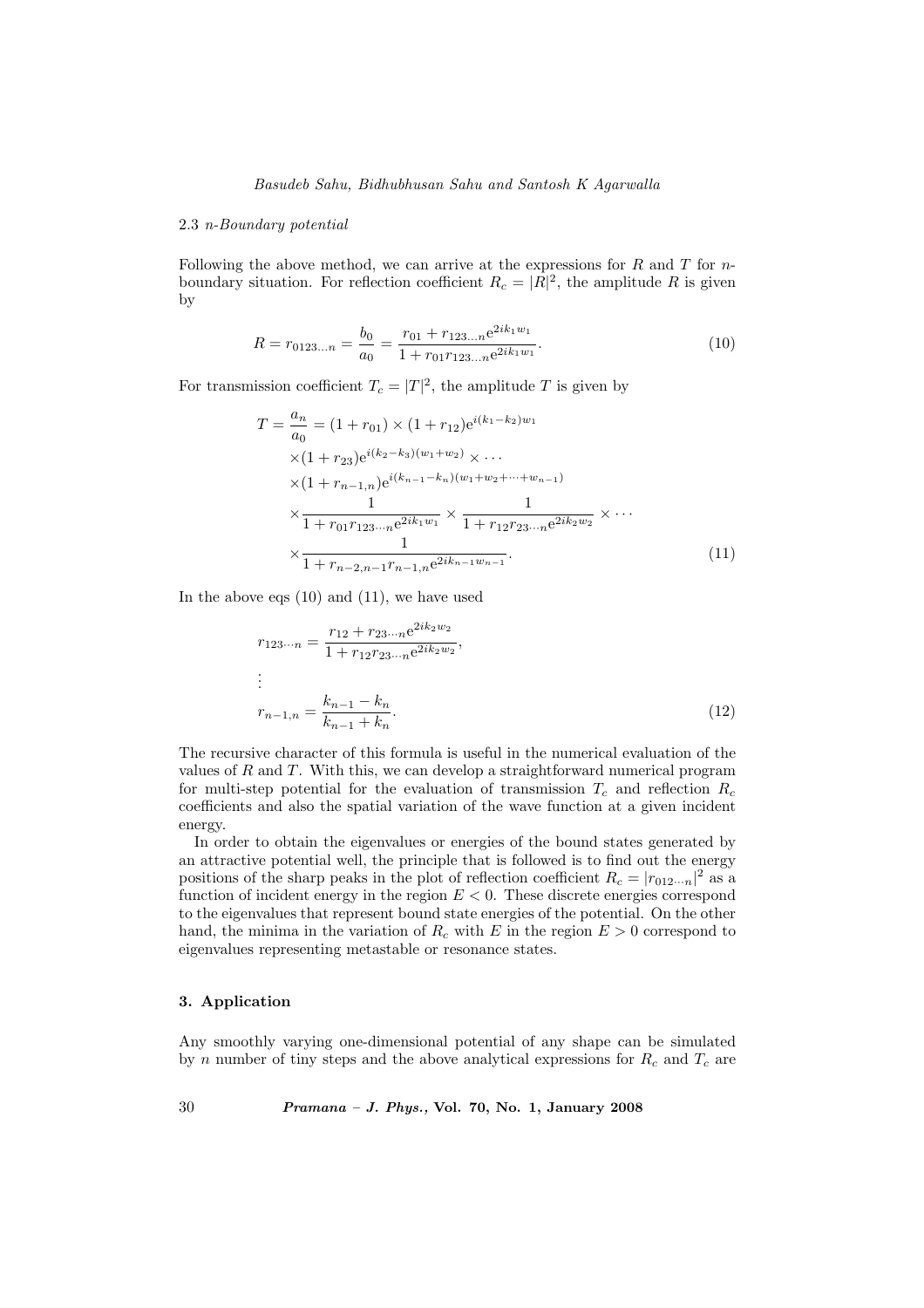### 2.3 *n-Boundary potential*

Following the above method, we can arrive at the expressions for $R$ and $T$ for $n$-boundary situation. For reflection coefficient $R_c = |R|^2$, the amplitude $R$ is given by

$$R = r_{0123\ldots n} = \frac{b_0}{a_0} = \frac{r_{01} + r_{123\ldots n}\mathrm{e}^{2ik_1 w_1}}{1 + r_{01}r_{123\ldots n}\mathrm{e}^{2ik_1 w_1}}. \tag{10}$$

For transmission coefficient $T_c = |T|^2$, the amplitude $T$ is given by

$$\begin{aligned}
T = \frac{a_n}{a_0} &= (1 + r_{01}) \times (1 + r_{12})\mathrm{e}^{i(k_1 - k_2)w_1} \\
&\times (1 + r_{23})\mathrm{e}^{i(k_2 - k_3)(w_1 + w_2)} \times \cdots \\
&\times (1 + r_{n-1,n})\mathrm{e}^{i(k_{n-1} - k_n)(w_1 + w_2 + \cdots + w_{n-1})} \\
&\times \frac{1}{1 + r_{01}r_{123\cdots n}\mathrm{e}^{2ik_1 w_1}} \times \frac{1}{1 + r_{12}r_{23\cdots n}\mathrm{e}^{2ik_2 w_2}} \times \cdots \\
&\times \frac{1}{1 + r_{n-2,n-1}r_{n-1,n}\mathrm{e}^{2ik_{n-1}w_{n-1}}}.
\end{aligned} \tag{11}$$

In the above eqs (10) and (11), we have used

$$\begin{aligned}
r_{123\cdots n} &= \frac{r_{12} + r_{23\cdots n}\mathrm{e}^{2ik_2 w_2}}{1 + r_{12}r_{23\cdots n}\mathrm{e}^{2ik_2 w_2}}, \\
&\vdots \\
r_{n-1,n} &= \frac{k_{n-1} - k_n}{k_{n-1} + k_n}.
\end{aligned} \tag{12}$$

The recursive character of this formula is useful in the numerical evaluation of the values of $R$ and $T$. With this, we can develop a straightforward numerical program for multi-step potential for the evaluation of transmission $T_c$ and reflection $R_c$ coefficients and also the spatial variation of the wave function at a given incident energy.

In order to obtain the eigenvalues or energies of the bound states generated by an attractive potential well, the principle that is followed is to find out the energy positions of the sharp peaks in the plot of reflection coefficient $R_c = |r_{012\cdots n}|^2$ as a function of incident energy in the region $E < 0$. These discrete energies correspond to the eigenvalues that represent bound state energies of the potential. On the other hand, the minima in the variation of $R_c$ with $E$ in the region $E > 0$ correspond to eigenvalues representing metastable or resonance states.

## 3. Application

Any smoothly varying one-dimensional potential of any shape can be simulated by $n$ number of tiny steps and the above analytical expressions for $R_c$ and $T_c$ are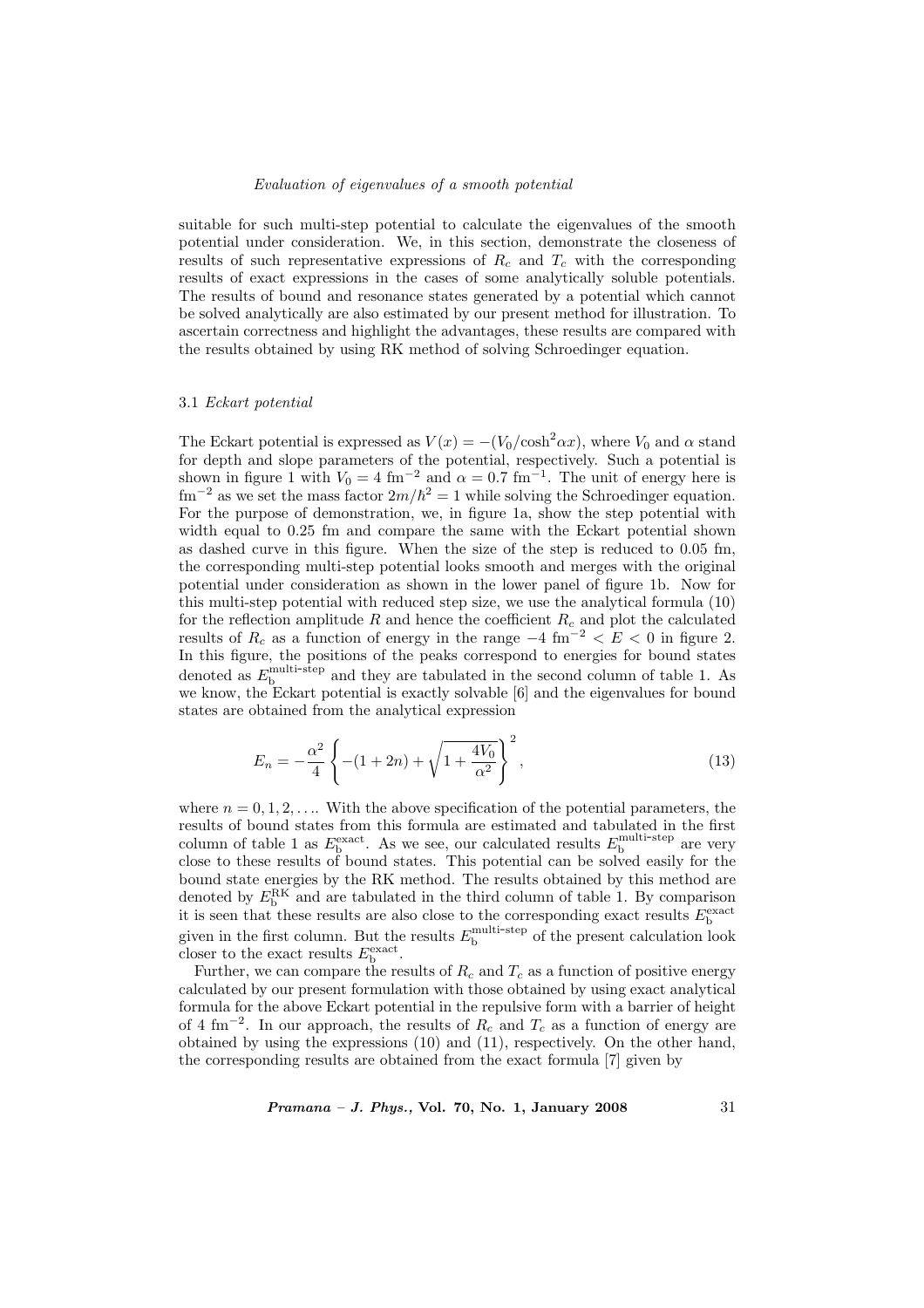suitable for such multi-step potential to calculate the eigenvalues of the smooth potential under consideration. We, in this section, demonstrate the closeness of results of such representative expressions of $R_c$ and $T_c$ with the corresponding results of exact expressions in the cases of some analytically soluble potentials. The results of bound and resonance states generated by a potential which cannot be solved analytically are also estimated by our present method for illustration. To ascertain correctness and highlight the advantages, these results are compared with the results obtained by using RK method of solving Schroedinger equation.

### 3.1 *Eckart potential*

The Eckart potential is expressed as $V(x) = -(V_0/\cosh^2\alpha x)$, where $V_0$ and $\alpha$ stand for depth and slope parameters of the potential, respectively. Such a potential is shown in figure 1 with $V_0 = 4$ fm$^{-2}$ and $\alpha = 0.7$ fm$^{-1}$. The unit of energy here is fm$^{-2}$ as we set the mass factor $2m/\hbar^2 = 1$ while solving the Schroedinger equation. For the purpose of demonstration, we, in figure 1a, show the step potential with width equal to 0.25 fm and compare the same with the Eckart potential shown as dashed curve in this figure. When the size of the step is reduced to 0.05 fm, the corresponding multi-step potential looks smooth and merges with the original potential under consideration as shown in the lower panel of figure 1b. Now for this multi-step potential with reduced step size, we use the analytical formula (10) for the reflection amplitude $R$ and hence the coefficient $R_c$ and plot the calculated results of $R_c$ as a function of energy in the range $-4$ fm$^{-2} < E < 0$ in figure 2. In this figure, the positions of the peaks correspond to energies for bound states denoted as $E_{\rm b}^{\rm multi\text{-}step}$ and they are tabulated in the second column of table 1. As we know, the Eckart potential is exactly solvable [6] and the eigenvalues for bound states are obtained from the analytical expression

$$E_n = -\frac{\alpha^2}{4}\left\{-(1+2n) + \sqrt{1+\frac{4V_0}{\alpha^2}}\right\}^2, \tag{13}$$

where $n = 0, 1, 2, \ldots$. With the above specification of the potential parameters, the results of bound states from this formula are estimated and tabulated in the first column of table 1 as $E_{\rm b}^{\rm exact}$. As we see, our calculated results $E_{\rm b}^{\rm multi\text{-}step}$ are very close to these results of bound states. This potential can be solved easily for the bound state energies by the RK method. The results obtained by this method are denoted by $E_{\rm b}^{\rm RK}$ and are tabulated in the third column of table 1. By comparison it is seen that these results are also close to the corresponding exact results $E_{\rm b}^{\rm exact}$ given in the first column. But the results $E_{\rm b}^{\rm multi\text{-}step}$ of the present calculation look closer to the exact results $E_{\rm b}^{\rm exact}$.

Further, we can compare the results of $R_c$ and $T_c$ as a function of positive energy calculated by our present formulation with those obtained by using exact analytical formula for the above Eckart potential in the repulsive form with a barrier of height of 4 fm$^{-2}$. In our approach, the results of $R_c$ and $T_c$ as a function of energy are obtained by using the expressions (10) and (11), respectively. On the other hand, the corresponding results are obtained from the exact formula [7] given by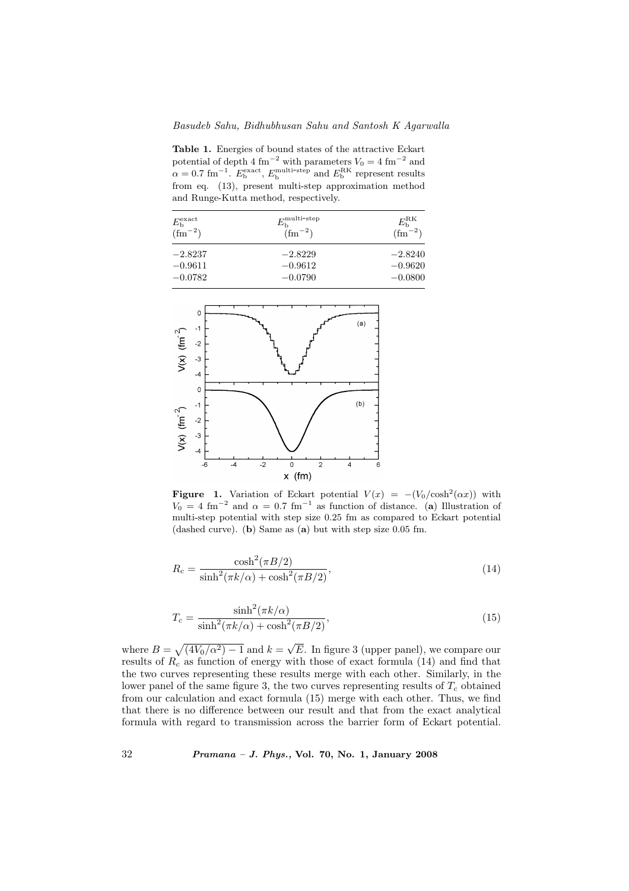**Table 1.** Energies of bound states of the attractive Eckart potential of depth 4 fm$^{-2}$ with parameters $V_0 = 4$ fm$^{-2}$ and $\alpha = 0.7$ fm$^{-1}$. $E_{\rm b}^{\rm exact}$, $E_{\rm b}^{\rm multi\text{-}step}$ and $E_{\rm b}^{\rm RK}$ represent results from eq. (13), present multi-step approximation method and Runge-Kutta method, respectively.

| $E_{\rm b}^{\rm exact}$ (fm$^{-2}$) | $E_{\rm b}^{\rm multi\text{-}step}$ (fm$^{-2}$) | $E_{\rm b}^{\rm RK}$ (fm$^{-2}$) |
|---|---|---|
| −2.8237 | −2.8229 | −2.8240 |
| −0.9611 | −0.9612 | −0.9620 |
| −0.0782 | −0.0790 | −0.0800 |

**Figure 1.** Variation of Eckart potential $V(x) = -(V_0/\cosh^2(\alpha x))$ with $V_0 = 4$ fm$^{-2}$ and $\alpha = 0.7$ fm$^{-1}$ as function of distance. (**a**) Illustration of multi-step potential with step size 0.25 fm as compared to Eckart potential (dashed curve). (**b**) Same as (**a**) but with step size 0.05 fm.

$$R_c = \frac{\cosh^2(\pi B/2)}{\sinh^2(\pi k/\alpha) + \cosh^2(\pi B/2)}, \tag{14}$$

$$T_c = \frac{\sinh^2(\pi k/\alpha)}{\sinh^2(\pi k/\alpha) + \cosh^2(\pi B/2)}, \tag{15}$$

where $B = \sqrt{(4V_0/\alpha^2) - 1}$ and $k = \sqrt{E}$. In figure 3 (upper panel), we compare our results of $R_c$ as function of energy with those of exact formula (14) and find that the two curves representing these results merge with each other. Similarly, in the lower panel of the same figure 3, the two curves representing results of $T_c$ obtained from our calculation and exact formula (15) merge with each other. Thus, we find that there is no difference between our result and that from the exact analytical formula with regard to transmission across the barrier form of Eckart potential.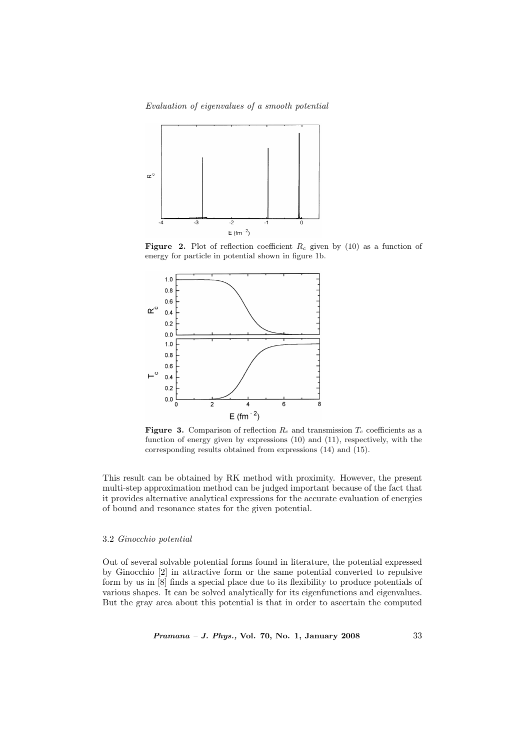**Figure 2.** Plot of reflection coefficient $R_c$ given by (10) as a function of energy for particle in potential shown in figure 1b.

**Figure 3.** Comparison of reflection $R_c$ and transmission $T_c$ coefficients as a function of energy given by expressions (10) and (11), respectively, with the corresponding results obtained from expressions (14) and (15).

This result can be obtained by RK method with proximity. However, the present multi-step approximation method can be judged important because of the fact that it provides alternative analytical expressions for the accurate evaluation of energies of bound and resonance states for the given potential.

### 3.2 *Ginocchio potential*

Out of several solvable potential forms found in literature, the potential expressed by Ginocchio [2] in attractive form or the same potential converted to repulsive form by us in [8] finds a special place due to its flexibility to produce potentials of various shapes. It can be solved analytically for its eigenfunctions and eigenvalues. But the gray area about this potential is that in order to ascertain the computed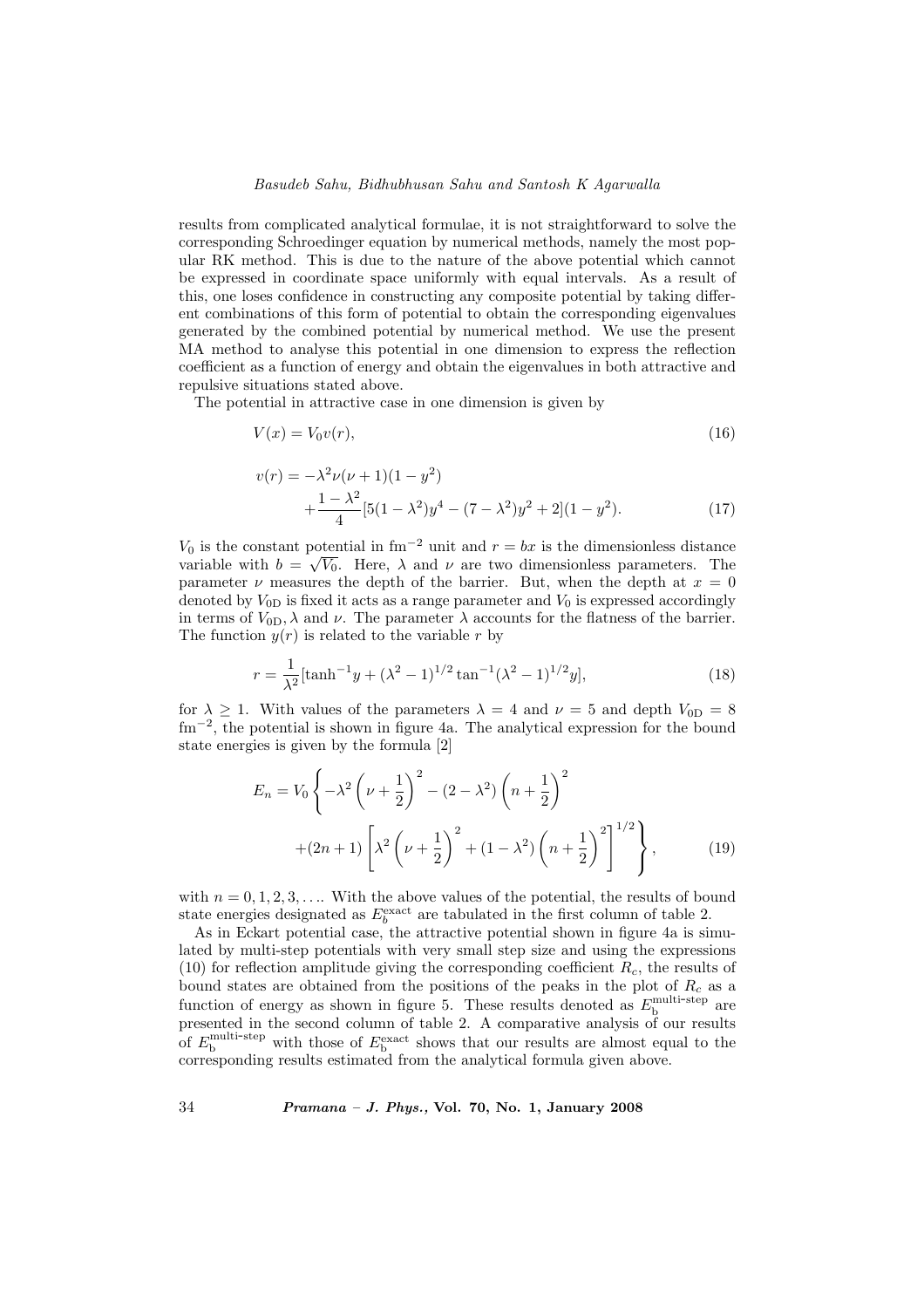results from complicated analytical formulae, it is not straightforward to solve the corresponding Schroedinger equation by numerical methods, namely the most popular RK method. This is due to the nature of the above potential which cannot be expressed in coordinate space uniformly with equal intervals. As a result of this, one loses confidence in constructing any composite potential by taking different combinations of this form of potential to obtain the corresponding eigenvalues generated by the combined potential by numerical method. We use the present MA method to analyse this potential in one dimension to express the reflection coefficient as a function of energy and obtain the eigenvalues in both attractive and repulsive situations stated above.

The potential in attractive case in one dimension is given by

$$V(x) = V_0 v(r), \tag{16}$$

$$v(r) = -\lambda^2 \nu(\nu+1)(1-y^2) + \frac{1-\lambda^2}{4}[5(1-\lambda^2)y^4 - (7-\lambda^2)y^2 + 2](1-y^2). \tag{17}$$

$V_0$ is the constant potential in fm$^{-2}$ unit and $r = bx$ is the dimensionless distance variable with $b = \sqrt{V_0}$. Here, $\lambda$ and $\nu$ are two dimensionless parameters. The parameter $\nu$ measures the depth of the barrier. But, when the depth at $x = 0$ denoted by $V_{0\mathrm{D}}$ is fixed it acts as a range parameter and $V_0$ is expressed accordingly in terms of $V_{0\mathrm{D}}, \lambda$ and $\nu$. The parameter $\lambda$ accounts for the flatness of the barrier. The function $y(r)$ is related to the variable $r$ by

$$r = \frac{1}{\lambda^2}[\tanh^{-1} y + (\lambda^2 - 1)^{1/2} \tan^{-1}(\lambda^2 - 1)^{1/2} y], \tag{18}$$

for $\lambda \geq 1$. With values of the parameters $\lambda = 4$ and $\nu = 5$ and depth $V_{0\mathrm{D}} = 8$ fm$^{-2}$, the potential is shown in figure 4a. The analytical expression for the bound state energies is given by the formula [2]

$$E_n = V_0 \left\{ -\lambda^2 \left(\nu + \frac{1}{2}\right)^2 - (2-\lambda^2)\left(n + \frac{1}{2}\right)^2 + (2n+1)\left[\lambda^2\left(\nu + \frac{1}{2}\right)^2 + (1-\lambda^2)\left(n + \frac{1}{2}\right)^2\right]^{1/2} \right\}, \tag{19}$$

with $n = 0, 1, 2, 3, \ldots$. With the above values of the potential, the results of bound state energies designated as $E_b^{\mathrm{exact}}$ are tabulated in the first column of table 2.

As in Eckart potential case, the attractive potential shown in figure 4a is simulated by multi-step potentials with very small step size and using the expressions (10) for reflection amplitude giving the corresponding coefficient $R_c$, the results of bound states are obtained from the positions of the peaks in the plot of $R_c$ as a function of energy as shown in figure 5. These results denoted as $E_{\mathrm{b}}^{\mathrm{multi\text{-}step}}$ are presented in the second column of table 2. A comparative analysis of our results of $E_{\mathrm{b}}^{\mathrm{multi\text{-}step}}$ with those of $E_{\mathrm{b}}^{\mathrm{exact}}$ shows that our results are almost equal to the corresponding results estimated from the analytical formula given above.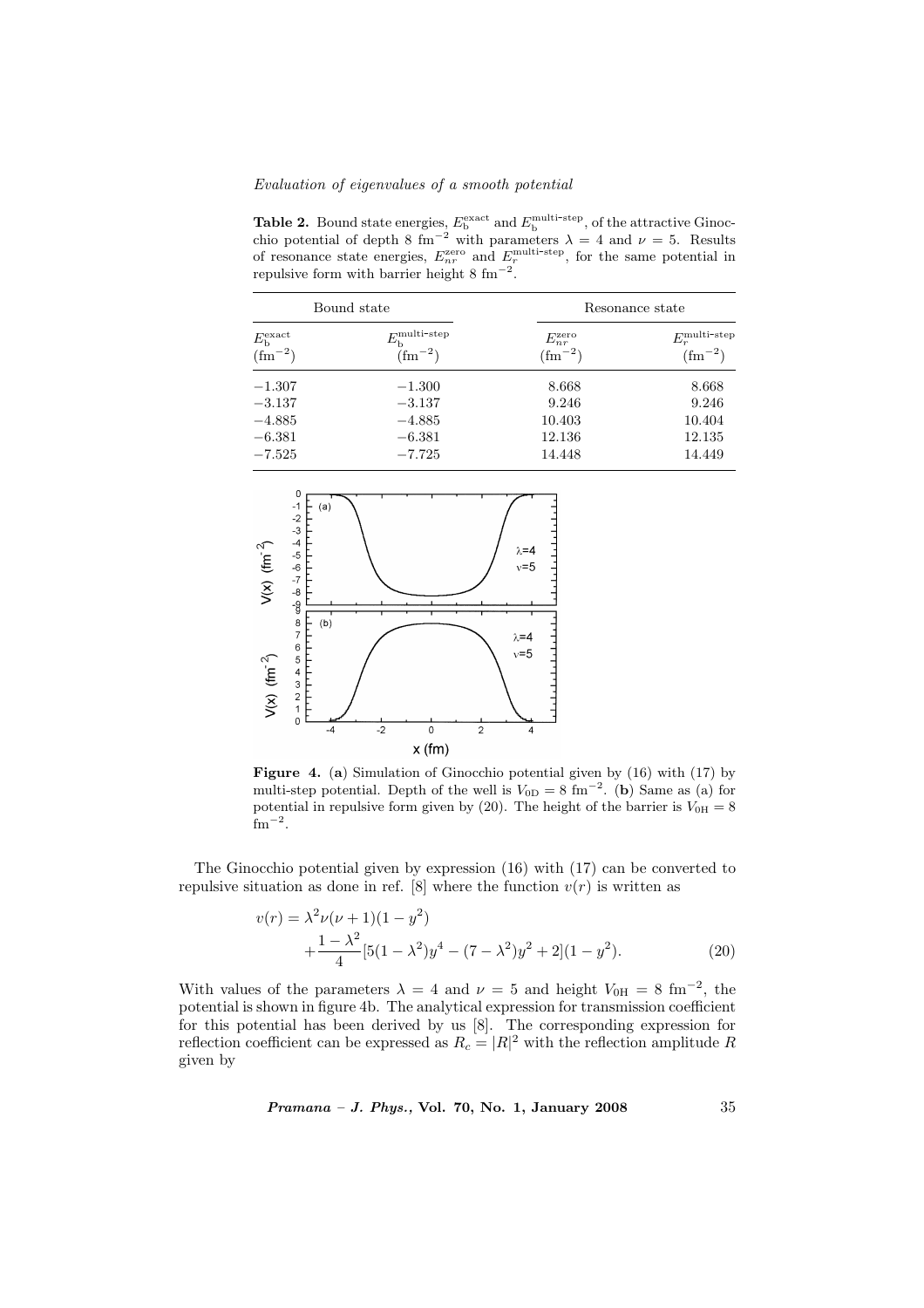**Table 2.** Bound state energies, $E_{\mathrm{b}}^{\mathrm{exact}}$ and $E_{\mathrm{b}}^{\mathrm{multi\text{-}step}}$, of the attractive Ginocchio potential of depth 8 $\mathrm{fm}^{-2}$ with parameters $\lambda = 4$ and $\nu = 5$. Results of resonance state energies, $E_{nr}^{\mathrm{zero}}$ and $E_{r}^{\mathrm{multi\text{-}step}}$, for the same potential in repulsive form with barrier height 8 $\mathrm{fm}^{-2}$.

| Bound state | | Resonance state | |
|---|---|---|---|
| $E_{\mathrm{b}}^{\mathrm{exact}}$ ($\mathrm{fm}^{-2}$) | $E_{\mathrm{b}}^{\mathrm{multi\text{-}step}}$ ($\mathrm{fm}^{-2}$) | $E_{nr}^{\mathrm{zero}}$ ($\mathrm{fm}^{-2}$) | $E_{r}^{\mathrm{multi\text{-}step}}$ ($\mathrm{fm}^{-2}$) |
| −1.307 | −1.300 | 8.668 | 8.668 |
| −3.137 | −3.137 | 9.246 | 9.246 |
| −4.885 | −4.885 | 10.403 | 10.404 |
| −6.381 | −6.381 | 12.136 | 12.135 |
| −7.525 | −7.725 | 14.448 | 14.449 |

**Figure 4.** (**a**) Simulation of Ginocchio potential given by (16) with (17) by multi-step potential. Depth of the well is $V_{0\mathrm{D}} = 8\ \mathrm{fm}^{-2}$. (**b**) Same as (a) for potential in repulsive form given by (20). The height of the barrier is $V_{0\mathrm{H}} = 8\ \mathrm{fm}^{-2}$.

The Ginocchio potential given by expression (16) with (17) can be converted to repulsive situation as done in ref. [8] where the function $v(r)$ is written as

$$
\begin{aligned}
v(r) = {} & \lambda^2\nu(\nu+1)(1-y^2) \\
& + \frac{1-\lambda^2}{4}[5(1-\lambda^2)y^4 - (7-\lambda^2)y^2 + 2](1-y^2). \qquad (20)
\end{aligned}
$$

With values of the parameters $\lambda = 4$ and $\nu = 5$ and height $V_{0\mathrm{H}} = 8\ \mathrm{fm}^{-2}$, the potential is shown in figure 4b. The analytical expression for transmission coefficient for this potential has been derived by us [8]. The corresponding expression for reflection coefficient can be expressed as $R_c = |R|^2$ with the reflection amplitude $R$ given by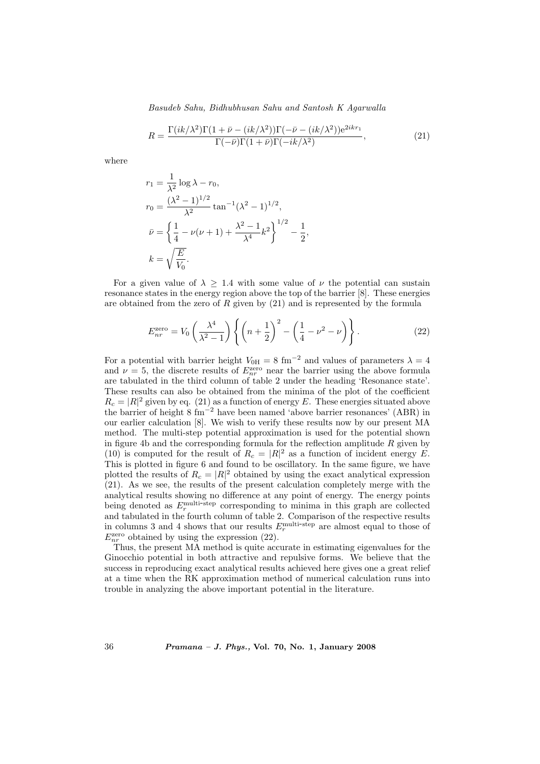$$R = \frac{\Gamma(ik/\lambda^2)\Gamma(1+\bar{\nu}-(ik/\lambda^2))\Gamma(-\bar{\nu}-(ik/\lambda^2))\mathrm{e}^{2ikr_1}}{\Gamma(-\bar{\nu})\Gamma(1+\bar{\nu})\Gamma(-ik/\lambda^2)}, \tag{21}$$

where

$$\begin{aligned}
r_1 &= \frac{1}{\lambda^2}\log\lambda - r_0,\\
r_0 &= \frac{(\lambda^2-1)^{1/2}}{\lambda^2}\tan^{-1}(\lambda^2-1)^{1/2},\\
\bar{\nu} &= \left\{\frac{1}{4} - \nu(\nu+1) + \frac{\lambda^2-1}{\lambda^4}k^2\right\}^{1/2} - \frac{1}{2},\\
k &= \sqrt{\frac{E}{V_0}}.
\end{aligned}$$

For a given value of $\lambda \geq 1.4$ with some value of $\nu$ the potential can sustain resonance states in the energy region above the top of the barrier [8]. These energies are obtained from the zero of $R$ given by (21) and is represented by the formula

$$E_{nr}^{\mathrm{zero}} = V_0\left(\frac{\lambda^4}{\lambda^2-1}\right)\left\{\left(n+\frac{1}{2}\right)^2 - \left(\frac{1}{4}-\nu^2-\nu\right)\right\}. \tag{22}$$

For a potential with barrier height $V_{0\mathrm{H}} = 8\ \mathrm{fm}^{-2}$ and values of parameters $\lambda = 4$ and $\nu = 5$, the discrete results of $E_{nr}^{\mathrm{zero}}$ near the barrier using the above formula are tabulated in the third column of table 2 under the heading 'Resonance state'. These results can also be obtained from the minima of the plot of the coefficient $R_c = |R|^2$ given by eq. (21) as a function of energy $E$. These energies situated above the barrier of height $8\ \mathrm{fm}^{-2}$ have been named 'above barrier resonances' (ABR) in our earlier calculation [8]. We wish to verify these results now by our present MA method. The multi-step potential approximation is used for the potential shown in figure 4b and the corresponding formula for the reflection amplitude $R$ given by (10) is computed for the result of $R_c = |R|^2$ as a function of incident energy $E$. This is plotted in figure 6 and found to be oscillatory. In the same figure, we have plotted the results of $R_c = |R|^2$ obtained by using the exact analytical expression (21). As we see, the results of the present calculation completely merge with the analytical results showing no difference at any point of energy. The energy points being denoted as $E_r^{\text{multi-step}}$ corresponding to minima in this graph are collected and tabulated in the fourth column of table 2. Comparison of the respective results in columns 3 and 4 shows that our results $E_r^{\text{multi-step}}$ are almost equal to those of $E_{nr}^{\mathrm{zero}}$ obtained by using the expression (22).

Thus, the present MA method is quite accurate in estimating eigenvalues for the Ginocchio potential in both attractive and repulsive forms. We believe that the success in reproducing exact analytical results achieved here gives one a great relief at a time when the RK approximation method of numerical calculation runs into trouble in analyzing the above important potential in the literature.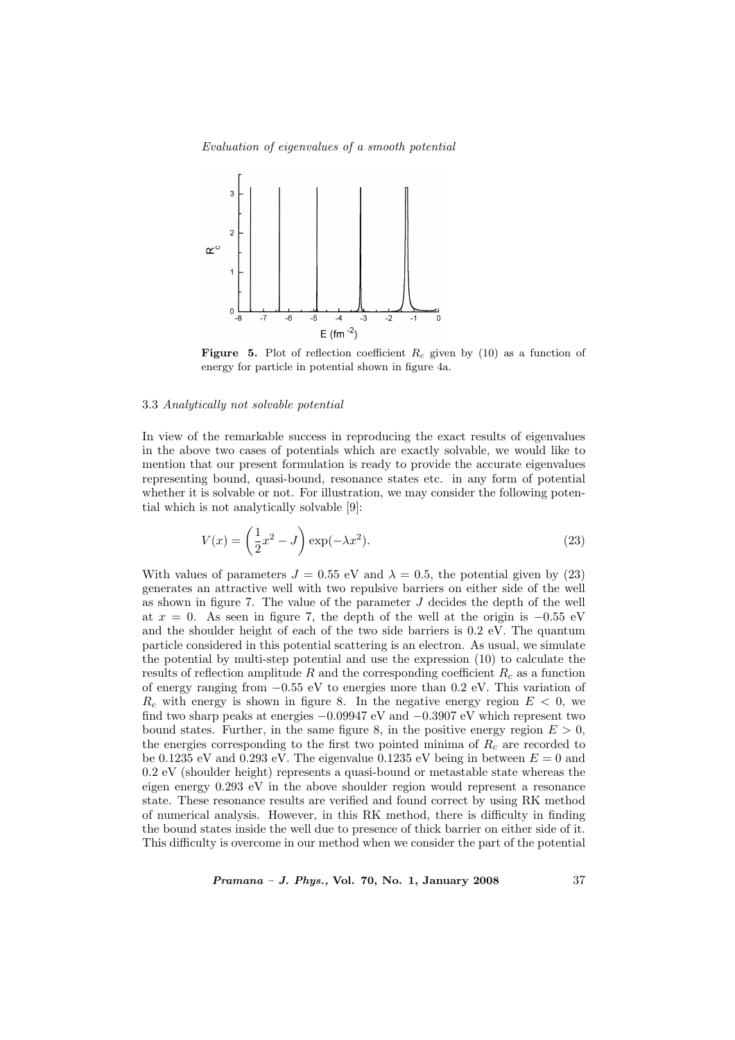**Figure 5.** Plot of reflection coefficient $R_c$ given by (10) as a function of energy for particle in potential shown in figure 4a.

### 3.3 *Analytically not solvable potential*

In view of the remarkable success in reproducing the exact results of eigenvalues in the above two cases of potentials which are exactly solvable, we would like to mention that our present formulation is ready to provide the accurate eigenvalues representing bound, quasi-bound, resonance states etc. in any form of potential whether it is solvable or not. For illustration, we may consider the following potential which is not analytically solvable [9]:

$$V(x) = \left(\frac{1}{2}x^2 - J\right)\exp(-\lambda x^2). \tag{23}$$

With values of parameters $J = 0.55$ eV and $\lambda = 0.5$, the potential given by (23) generates an attractive well with two repulsive barriers on either side of the well as shown in figure 7. The value of the parameter $J$ decides the depth of the well at $x = 0$. As seen in figure 7, the depth of the well at the origin is $-0.55$ eV and the shoulder height of each of the two side barriers is 0.2 eV. The quantum particle considered in this potential scattering is an electron. As usual, we simulate the potential by multi-step potential and use the expression (10) to calculate the results of reflection amplitude $R$ and the corresponding coefficient $R_c$ as a function of energy ranging from $-0.55$ eV to energies more than 0.2 eV. This variation of $R_c$ with energy is shown in figure 8. In the negative energy region $E < 0$, we find two sharp peaks at energies $-0.09947$ eV and $-0.3907$ eV which represent two bound states. Further, in the same figure 8, in the positive energy region $E > 0$, the energies corresponding to the first two pointed minima of $R_c$ are recorded to be 0.1235 eV and 0.293 eV. The eigenvalue 0.1235 eV being in between $E = 0$ and 0.2 eV (shoulder height) represents a quasi-bound or metastable state whereas the eigen energy 0.293 eV in the above shoulder region would represent a resonance state. These resonance results are verified and found correct by using RK method of numerical analysis. However, in this RK method, there is difficulty in finding the bound states inside the well due to presence of thick barrier on either side of it. This difficulty is overcome in our method when we consider the part of the potential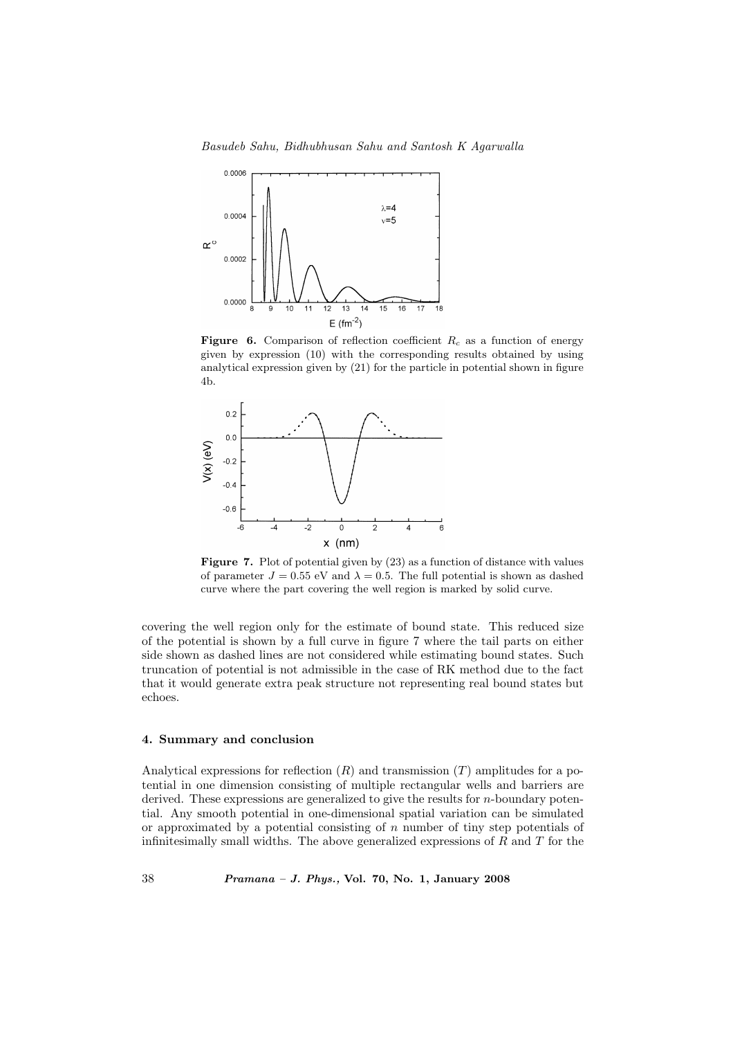**Figure 6.** Comparison of reflection coefficient $R_c$ as a function of energy given by expression (10) with the corresponding results obtained by using analytical expression given by (21) for the particle in potential shown in figure 4b.

**Figure 7.** Plot of potential given by (23) as a function of distance with values of parameter $J = 0.55$ eV and $\lambda = 0.5$. The full potential is shown as dashed curve where the part covering the well region is marked by solid curve.

covering the well region only for the estimate of bound state. This reduced size of the potential is shown by a full curve in figure 7 where the tail parts on either side shown as dashed lines are not considered while estimating bound states. Such truncation of potential is not admissible in the case of RK method due to the fact that it would generate extra peak structure not representing real bound states but echoes.

## 4. Summary and conclusion

Analytical expressions for reflection ($R$) and transmission ($T$) amplitudes for a potential in one dimension consisting of multiple rectangular wells and barriers are derived. These expressions are generalized to give the results for $n$-boundary potential. Any smooth potential in one-dimensional spatial variation can be simulated or approximated by a potential consisting of $n$ number of tiny step potentials of infinitesimally small widths. The above generalized expressions of $R$ and $T$ for the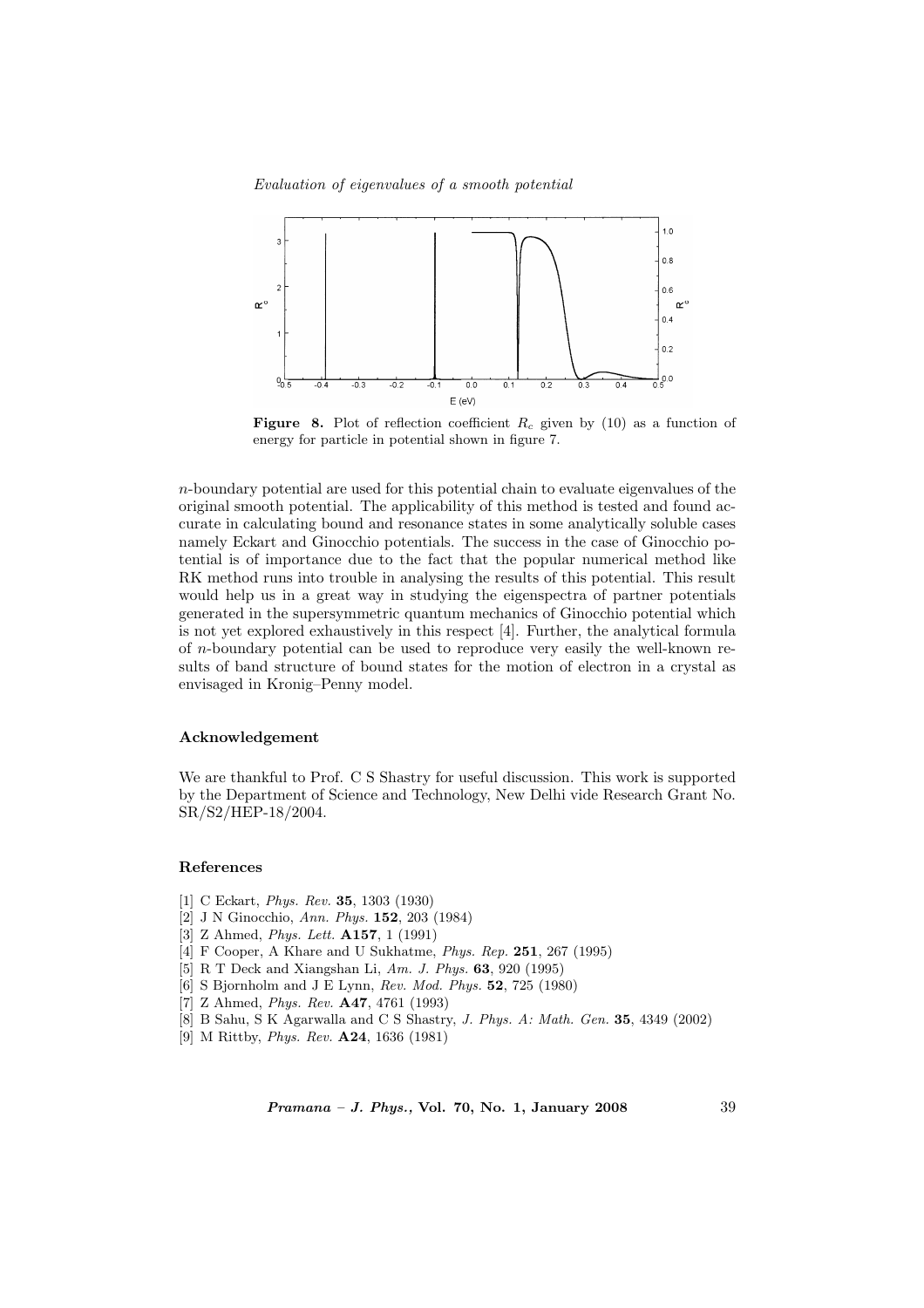3

2

1

0

$R^c$

-0.5 -0.4 -0.3 -0.2 -0.1 0.0 0.1 0.2 0.3 0.4 0.5

E (eV)

1.0

0.8

0.6

0.4

0.2

0.0

$R^c$

**Figure 8.** Plot of reflection coefficient $R_c$ given by (10) as a function of energy for particle in potential shown in figure 7.

$n$-boundary potential are used for this potential chain to evaluate eigenvalues of the original smooth potential. The applicability of this method is tested and found accurate in calculating bound and resonance states in some analytically soluble cases namely Eckart and Ginocchio potentials. The success in the case of Ginocchio potential is of importance due to the fact that the popular numerical method like RK method runs into trouble in analysing the results of this potential. This result would help us in a great way in studying the eigenspectra of partner potentials generated in the supersymmetric quantum mechanics of Ginocchio potential which is not yet explored exhaustively in this respect [4]. Further, the analytical formula of $n$-boundary potential can be used to reproduce very easily the well-known results of band structure of bound states for the motion of electron in a crystal as envisaged in Kronig–Penny model.

### Acknowledgement

We are thankful to Prof. C S Shastry for useful discussion. This work is supported by the Department of Science and Technology, New Delhi vide Research Grant No. SR/S2/HEP-18/2004.

### References

[1] C Eckart, *Phys. Rev.* **35**, 1303 (1930)
[2] J N Ginocchio, *Ann. Phys.* **152**, 203 (1984)
[3] Z Ahmed, *Phys. Lett.* **A157**, 1 (1991)
[4] F Cooper, A Khare and U Sukhatme, *Phys. Rep.* **251**, 267 (1995)
[5] R T Deck and Xiangshan Li, *Am. J. Phys.* **63**, 920 (1995)
[6] S Bjornholm and J E Lynn, *Rev. Mod. Phys.* **52**, 725 (1980)
[7] Z Ahmed, *Phys. Rev.* **A47**, 4761 (1993)
[8] B Sahu, S K Agarwalla and C S Shastry, *J. Phys. A: Math. Gen.* **35**, 4349 (2002)
[9] M Rittby, *Phys. Rev.* **A24**, 1636 (1981)